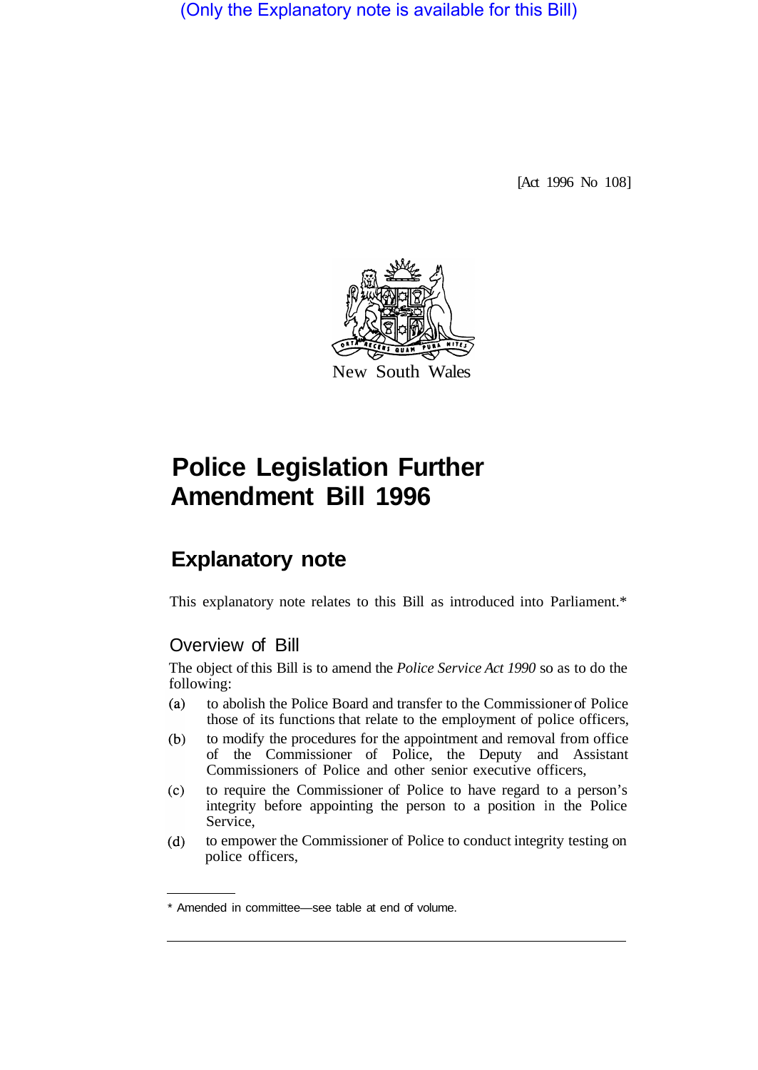(Only the Explanatory note is available for this Bill)

[Act 1996 No 108]

New South Wales

# Police Legislation Further Amendment Bill 1996

## Explanatory note

This explanatory note relates to this Bill as introduced into Parliament.*

### Overview of Bill

The object of this Bill is to amend the *Police Service Act 1990* so as to do the following:

(a) to abolish the Police Board and transfer to the Commissioner of Police those of its functions that relate to the employment of police officers,

(b) to modify the procedures for the appointment and removal from office of the Commissioner of Police, the Deputy and Assistant Commissioners of Police and other senior executive officers,

(c) to require the Commissioner of Police to have regard to a person's integrity before appointing the person to a position in the Police Service,

(d) to empower the Commissioner of Police to conduct integrity testing on police officers,

* Amended in committee—see table at end of volume.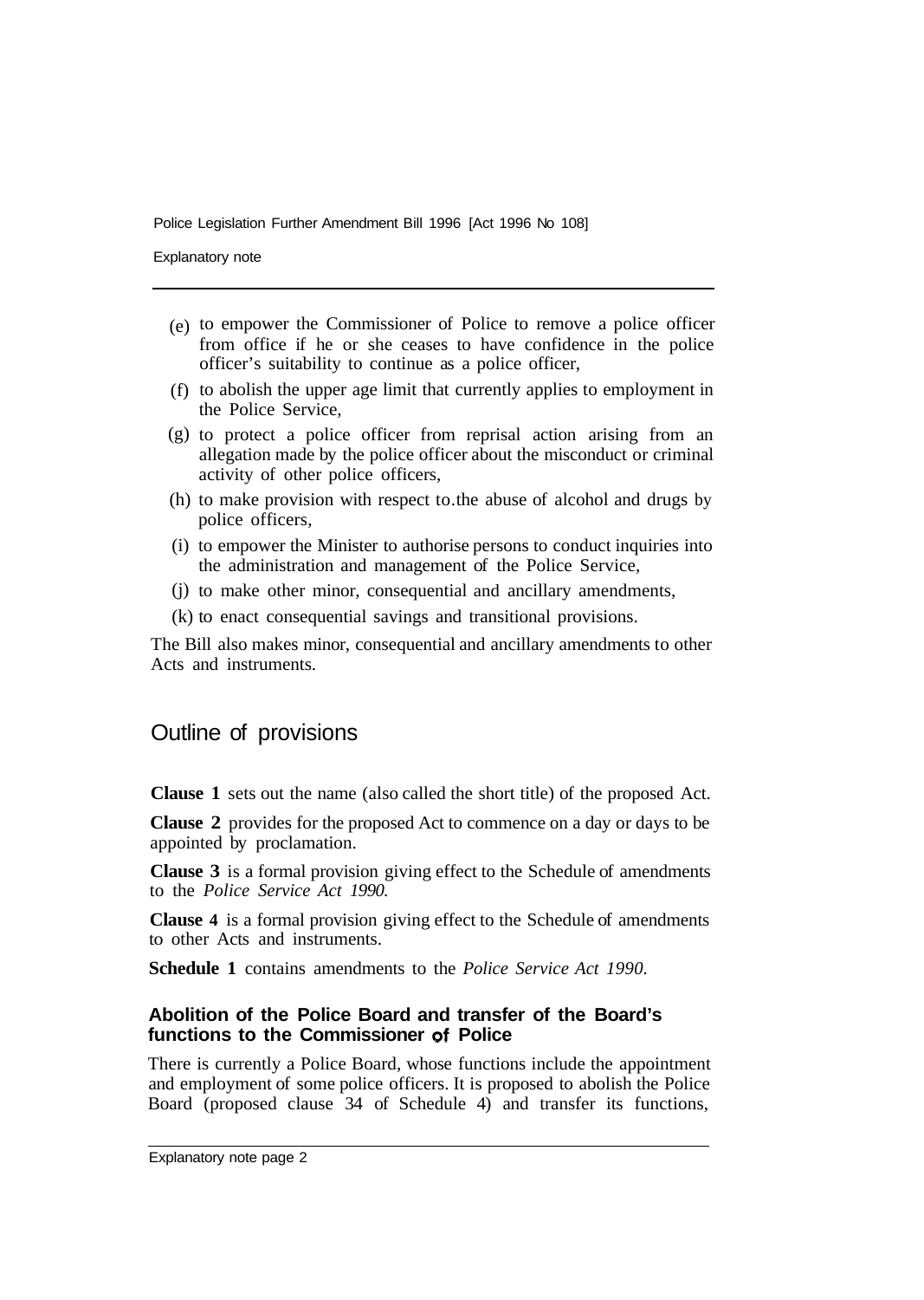- (e) to empower the Commissioner of Police to remove a police officer from office if he or she ceases to have confidence in the police officer's suitability to continue as a police officer,
- (f) to abolish the upper age limit that currently applies to employment in the Police Service,
- (g) to protect a police officer from reprisal action arising from an allegation made by the police officer about the misconduct or criminal activity of other police officers,
- (h) to make provision with respect to the abuse of alcohol and drugs by police officers,
- (i) to empower the Minister to authorise persons to conduct inquiries into the administration and management of the Police Service,
- (j) to make other minor, consequential and ancillary amendments,
- (k) to enact consequential savings and transitional provisions.

The Bill also makes minor, consequential and ancillary amendments to other Acts and instruments.

## Outline of provisions

**Clause 1** sets out the name (also called the short title) of the proposed Act.

**Clause 2** provides for the proposed Act to commence on a day or days to be appointed by proclamation.

**Clause 3** is a formal provision giving effect to the Schedule of amendments to the *Police Service Act 1990.*

**Clause 4** is a formal provision giving effect to the Schedule of amendments to other Acts and instruments.

**Schedule 1** contains amendments to the *Police Service Act 1990*.

### Abolition of the Police Board and transfer of the Board's functions to the Commissioner of Police

There is currently a Police Board, whose functions include the appointment and employment of some police officers. It is proposed to abolish the Police Board (proposed clause 34 of Schedule 4) and transfer its functions,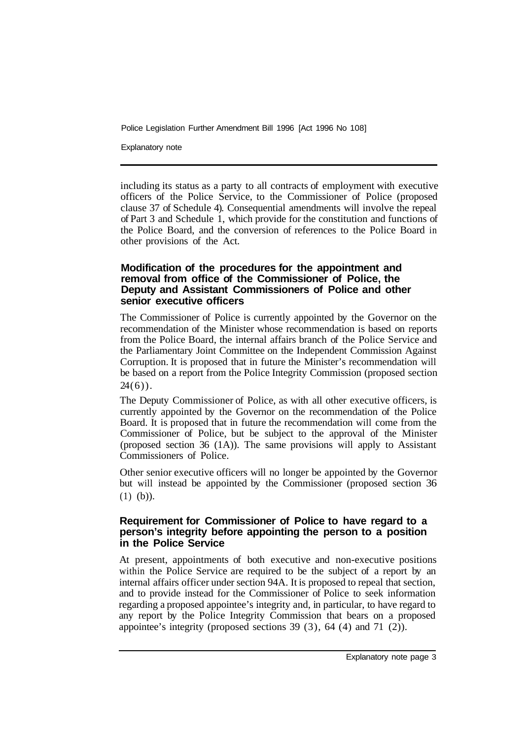including its status as a party to all contracts of employment with executive officers of the Police Service, to the Commissioner of Police (proposed clause 37 of Schedule 4). Consequential amendments will involve the repeal of Part 3 and Schedule 1, which provide for the constitution and functions of the Police Board, and the conversion of references to the Police Board in other provisions of the Act.

### Modification of the procedures for the appointment and removal from office of the Commissioner of Police, the Deputy and Assistant Commissioners of Police and other senior executive officers

The Commissioner of Police is currently appointed by the Governor on the recommendation of the Minister whose recommendation is based on reports from the Police Board, the internal affairs branch of the Police Service and the Parliamentary Joint Committee on the Independent Commission Against Corruption. It is proposed that in future the Minister's recommendation will be based on a report from the Police Integrity Commission (proposed section 24 (6)).

The Deputy Commissioner of Police, as with all other executive officers, is currently appointed by the Governor on the recommendation of the Police Board. It is proposed that in future the recommendation will come from the Commissioner of Police, but be subject to the approval of the Minister (proposed section 36 (1A)). The same provisions will apply to Assistant Commissioners of Police.

Other senior executive officers will no longer be appointed by the Governor but will instead be appointed by the Commissioner (proposed section 36 (1) (b)).

### Requirement for Commissioner of Police to have regard to a person's integrity before appointing the person to a position in the Police Service

At present, appointments of both executive and non-executive positions within the Police Service are required to be the subject of a report by an internal affairs officer under section 94A. It is proposed to repeal that section, and to provide instead for the Commissioner of Police to seek information regarding a proposed appointee's integrity and, in particular, to have regard to any report by the Police Integrity Commission that bears on a proposed appointee's integrity (proposed sections 39 (3), 64 (4) and 71 (2)).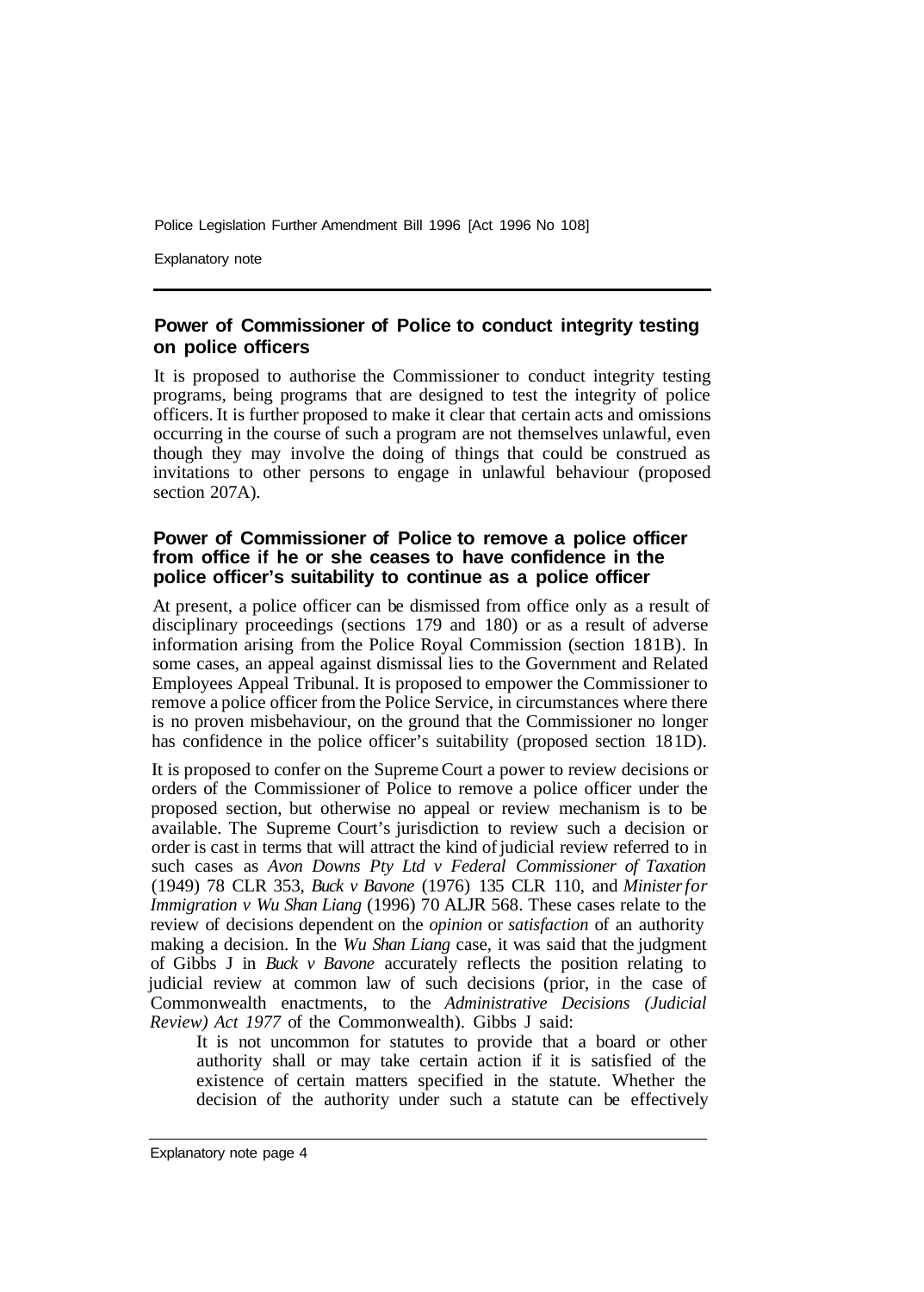### Power of Commissioner of Police to conduct integrity testing on police officers

It is proposed to authorise the Commissioner to conduct integrity testing programs, being programs that are designed to test the integrity of police officers. It is further proposed to make it clear that certain acts and omissions occurring in the course of such a program are not themselves unlawful, even though they may involve the doing of things that could be construed as invitations to other persons to engage in unlawful behaviour (proposed section 207A).

### Power of Commissioner of Police to remove a police officer from office if he or she ceases to have confidence in the police officer's suitability to continue as a police officer

At present, a police officer can be dismissed from office only as a result of disciplinary proceedings (sections 179 and 180) or as a result of adverse information arising from the Police Royal Commission (section 181B). In some cases, an appeal against dismissal lies to the Government and Related Employees Appeal Tribunal. It is proposed to empower the Commissioner to remove a police officer from the Police Service, in circumstances where there is no proven misbehaviour, on the ground that the Commissioner no longer has confidence in the police officer's suitability (proposed section 181D).

It is proposed to confer on the Supreme Court a power to review decisions or orders of the Commissioner of Police to remove a police officer under the proposed section, but otherwise no appeal or review mechanism is to be available. The Supreme Court's jurisdiction to review such a decision or order is cast in terms that will attract the kind of judicial review referred to in such cases as *Avon Downs Pty Ltd v Federal Commissioner of Taxation* (1949) 78 CLR 353, *Buck v Bavone* (1976) 135 CLR 110, and *Minister for Immigration v Wu Shan Liang* (1996) 70 ALJR 568. These cases relate to the review of decisions dependent on the *opinion* or *satisfaction* of an authority making a decision. In the *Wu Shan Liang* case, it was said that the judgment of Gibbs J in *Buck v Bavone* accurately reflects the position relating to judicial review at common law of such decisions (prior, in the case of Commonwealth enactments, to the *Administrative Decisions (Judicial Review) Act 1977* of the Commonwealth). Gibbs J said:

> It is not uncommon for statutes to provide that a board or other authority shall or may take certain action if it is satisfied of the existence of certain matters specified in the statute. Whether the decision of the authority under such a statute can be effectively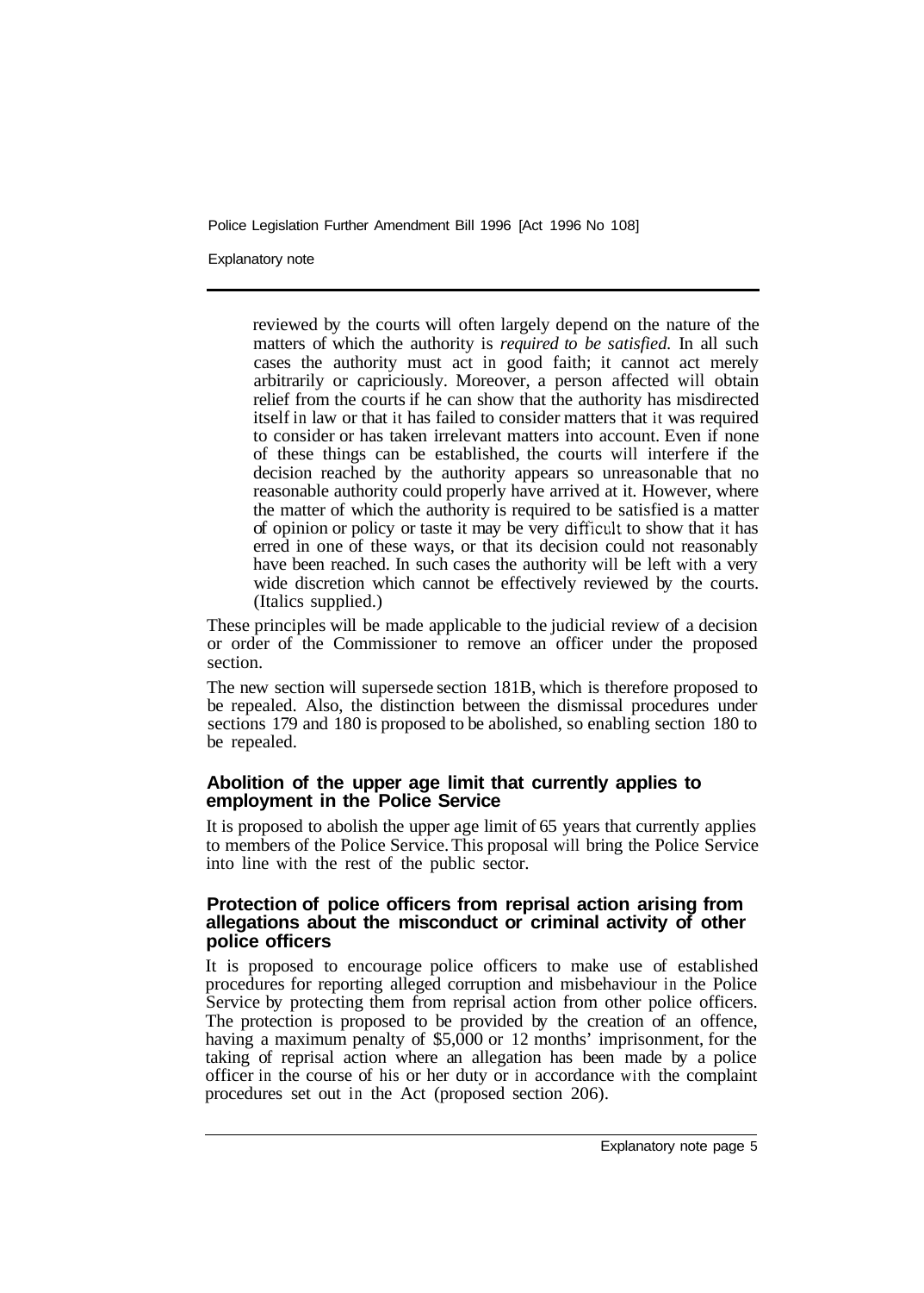> reviewed by the courts will often largely depend on the nature of the matters of which the authority is *required to be satisfied.* In all such cases the authority must act in good faith; it cannot act merely arbitrarily or capriciously. Moreover, a person affected will obtain relief from the courts if he can show that the authority has misdirected itself in law or that it has failed to consider matters that it was required to consider or has taken irrelevant matters into account. Even if none of these things can be established, the courts will interfere if the decision reached by the authority appears so unreasonable that no reasonable authority could properly have arrived at it. However, where the matter of which the authority is required to be satisfied is a matter of opinion or policy or taste it may be very difficult to show that it has erred in one of these ways, or that its decision could not reasonably have been reached. In such cases the authority will be left with a very wide discretion which cannot be effectively reviewed by the courts. (Italics supplied.)

These principles will be made applicable to the judicial review of a decision or order of the Commissioner to remove an officer under the proposed section.

The new section will supersede section 181B, which is therefore proposed to be repealed. Also, the distinction between the dismissal procedures under sections 179 and 180 is proposed to be abolished, so enabling section 180 to be repealed.

### Abolition of the upper age limit that currently applies to employment in the Police Service

It is proposed to abolish the upper age limit of 65 years that currently applies to members of the Police Service. This proposal will bring the Police Service into line with the rest of the public sector.

### Protection of police officers from reprisal action arising from allegations about the misconduct or criminal activity of other police officers

It is proposed to encourage police officers to make use of established procedures for reporting alleged corruption and misbehaviour in the Police Service by protecting them from reprisal action from other police officers. The protection is proposed to be provided by the creation of an offence, having a maximum penalty of $5,000 or 12 months' imprisonment, for the taking of reprisal action where an allegation has been made by a police officer in the course of his or her duty or in accordance with the complaint procedures set out in the Act (proposed section 206).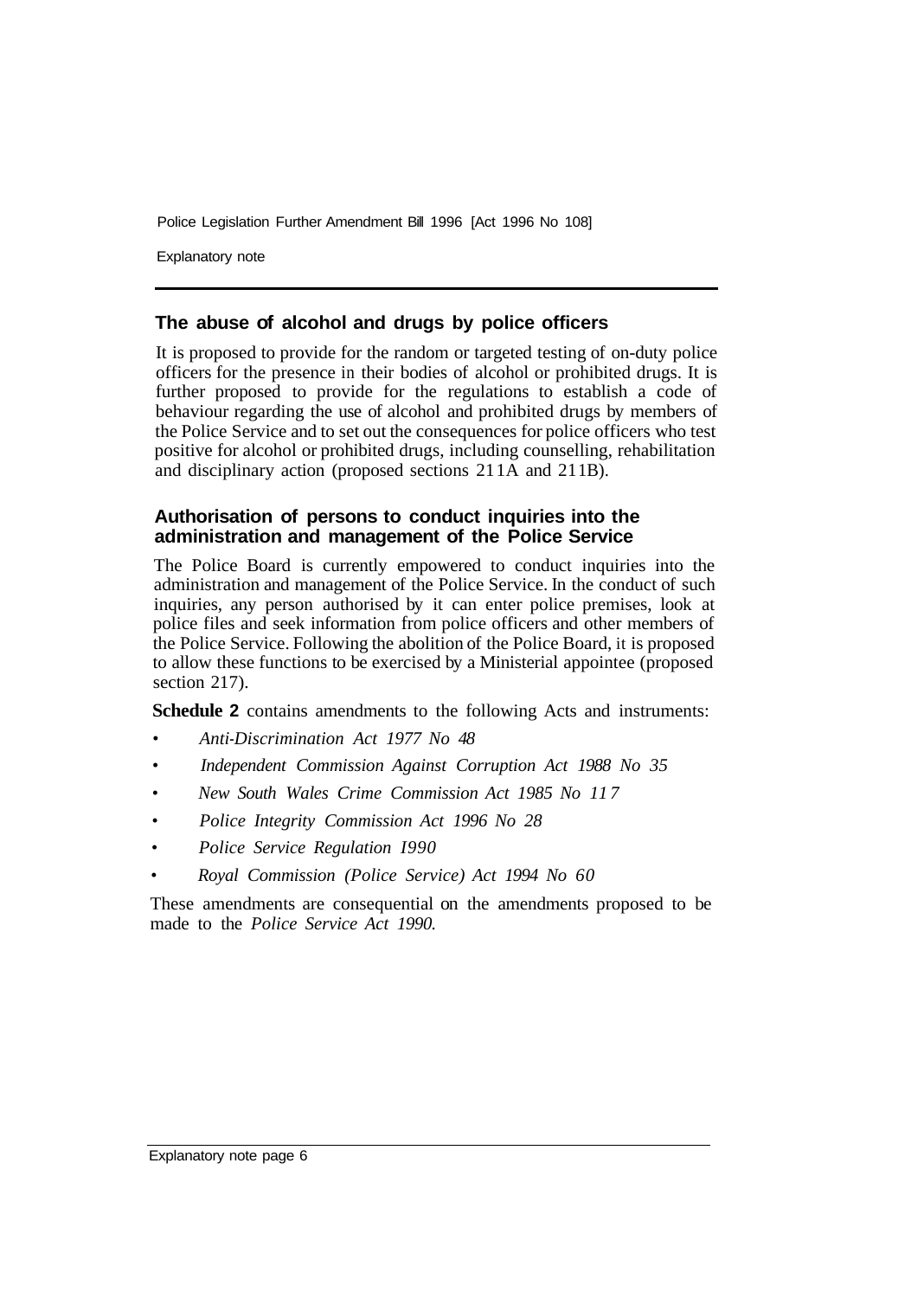### The abuse of alcohol and drugs by police officers

It is proposed to provide for the random or targeted testing of on-duty police officers for the presence in their bodies of alcohol or prohibited drugs. It is further proposed to provide for the regulations to establish a code of behaviour regarding the use of alcohol and prohibited drugs by members of the Police Service and to set out the consequences for police officers who test positive for alcohol or prohibited drugs, including counselling, rehabilitation and disciplinary action (proposed sections 211A and 211B).

### Authorisation of persons to conduct inquiries into the administration and management of the Police Service

The Police Board is currently empowered to conduct inquiries into the administration and management of the Police Service. In the conduct of such inquiries, any person authorised by it can enter police premises, look at police files and seek information from police officers and other members of the Police Service. Following the abolition of the Police Board, it is proposed to allow these functions to be exercised by a Ministerial appointee (proposed section 217).

**Schedule 2** contains amendments to the following Acts and instruments:

- *Anti-Discrimination Act 1977 No 48*
- *Independent Commission Against Corruption Act 1988 No 35*
- *New South Wales Crime Commission Act 1985 No 117*
- *Police Integrity Commission Act 1996 No 28*
- *Police Service Regulation 1990*
- *Royal Commission (Police Service) Act 1994 No 60*

These amendments are consequential on the amendments proposed to be made to the *Police Service Act 1990.*